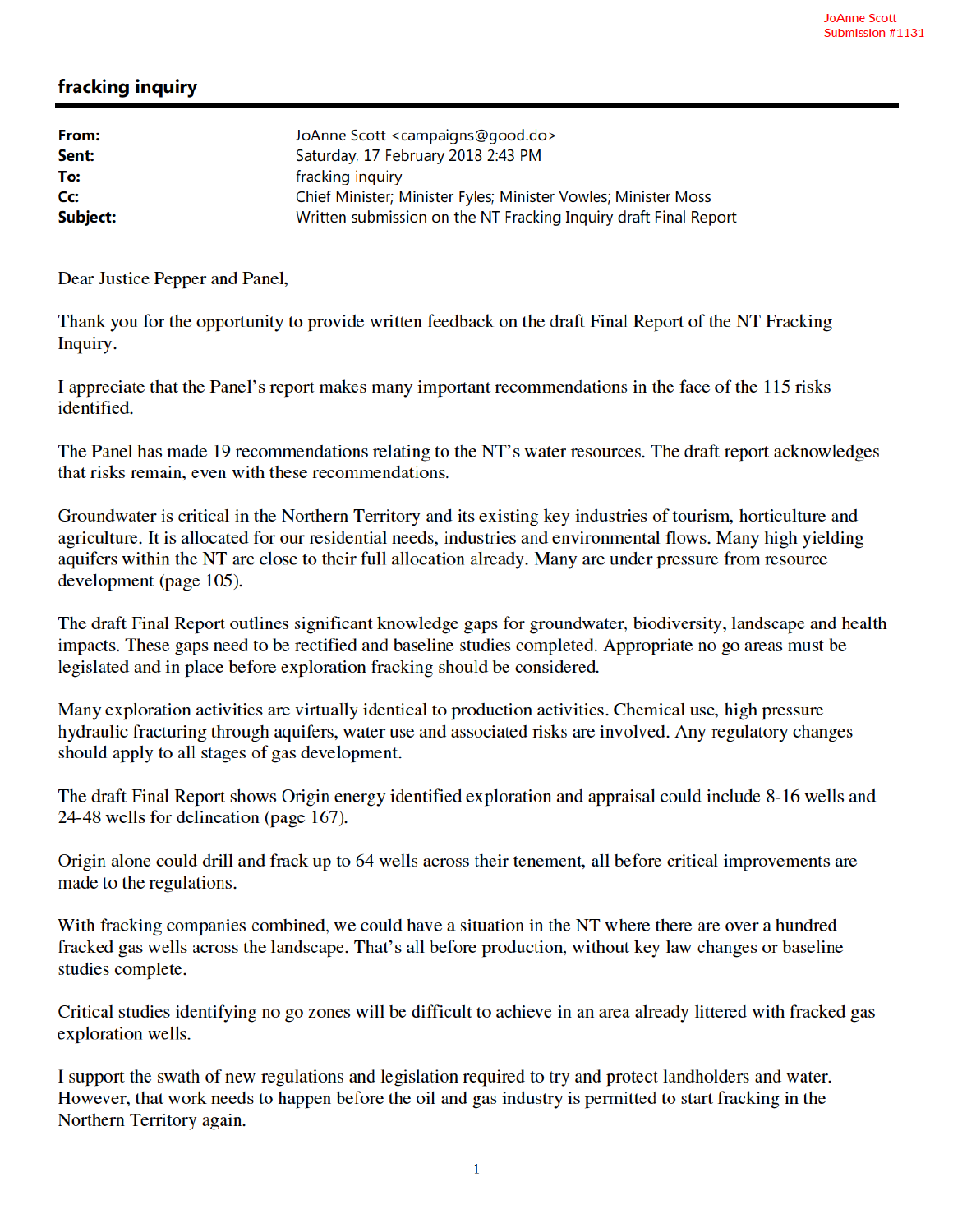JoAnne Scott
Submission #1131

# fracking inquiry

| | |
|---|---|
| **From:** | JoAnne Scott <campaigns@good.do> |
| **Sent:** | Saturday, 17 February 2018 2:43 PM |
| **To:** | fracking inquiry |
| **Cc:** | Chief Minister; Minister Fyles; Minister Vowles; Minister Moss |
| **Subject:** | Written submission on the NT Fracking Inquiry draft Final Report |

Dear Justice Pepper and Panel,

Thank you for the opportunity to provide written feedback on the draft Final Report of the NT Fracking Inquiry.

I appreciate that the Panel's report makes many important recommendations in the face of the 115 risks identified.

The Panel has made 19 recommendations relating to the NT's water resources. The draft report acknowledges that risks remain, even with these recommendations.

Groundwater is critical in the Northern Territory and its existing key industries of tourism, horticulture and agriculture. It is allocated for our residential needs, industries and environmental flows. Many high yielding aquifers within the NT are close to their full allocation already. Many are under pressure from resource development (page 105).

The draft Final Report outlines significant knowledge gaps for groundwater, biodiversity, landscape and health impacts. These gaps need to be rectified and baseline studies completed. Appropriate no go areas must be legislated and in place before exploration fracking should be considered.

Many exploration activities are virtually identical to production activities. Chemical use, high pressure hydraulic fracturing through aquifers, water use and associated risks are involved. Any regulatory changes should apply to all stages of gas development.

The draft Final Report shows Origin energy identified exploration and appraisal could include 8-16 wells and 24-48 wells for delineation (page 167).

Origin alone could drill and frack up to 64 wells across their tenement, all before critical improvements are made to the regulations.

With fracking companies combined, we could have a situation in the NT where there are over a hundred fracked gas wells across the landscape. That's all before production, without key law changes or baseline studies complete.

Critical studies identifying no go zones will be difficult to achieve in an area already littered with fracked gas exploration wells.

I support the swath of new regulations and legislation required to try and protect landholders and water. However, that work needs to happen before the oil and gas industry is permitted to start fracking in the Northern Territory again.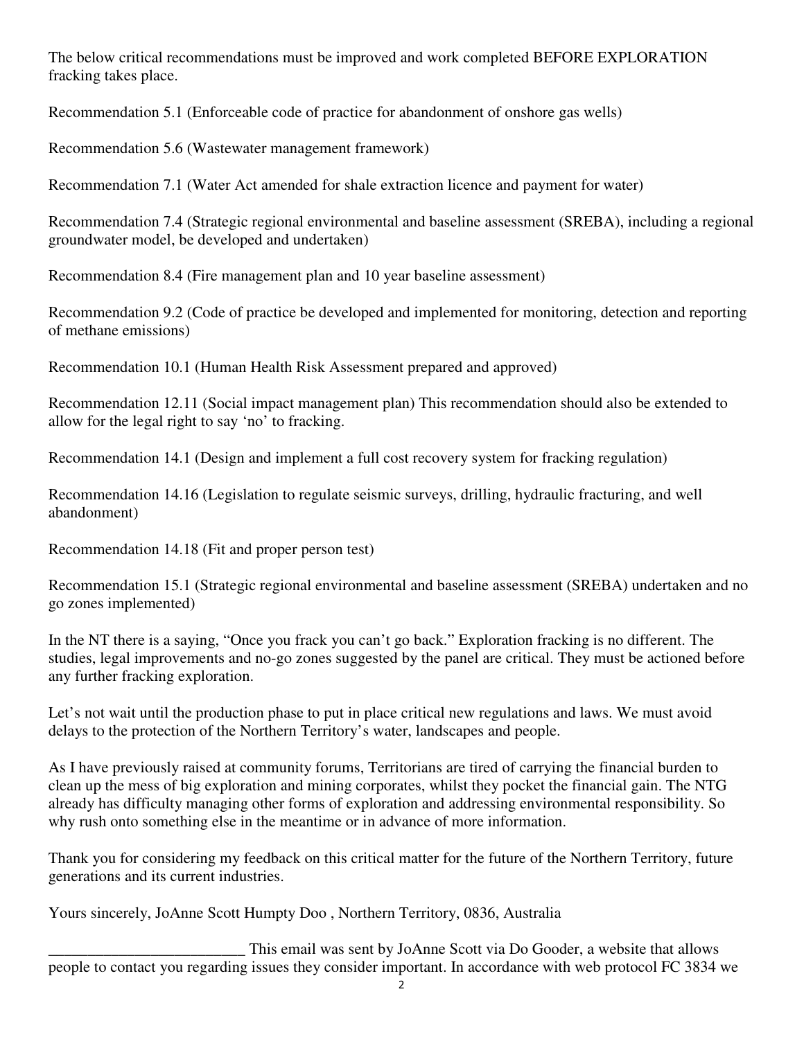The below critical recommendations must be improved and work completed BEFORE EXPLORATION fracking takes place.

Recommendation 5.1 (Enforceable code of practice for abandonment of onshore gas wells)

Recommendation 5.6 (Wastewater management framework)

Recommendation 7.1 (Water Act amended for shale extraction licence and payment for water)

Recommendation 7.4 (Strategic regional environmental and baseline assessment (SREBA), including a regional groundwater model, be developed and undertaken)

Recommendation 8.4 (Fire management plan and 10 year baseline assessment)

Recommendation 9.2 (Code of practice be developed and implemented for monitoring, detection and reporting of methane emissions)

Recommendation 10.1 (Human Health Risk Assessment prepared and approved)

Recommendation 12.11 (Social impact management plan) This recommendation should also be extended to allow for the legal right to say 'no' to fracking.

Recommendation 14.1 (Design and implement a full cost recovery system for fracking regulation)

Recommendation 14.16 (Legislation to regulate seismic surveys, drilling, hydraulic fracturing, and well abandonment)

Recommendation 14.18 (Fit and proper person test)

Recommendation 15.1 (Strategic regional environmental and baseline assessment (SREBA) undertaken and no go zones implemented)

In the NT there is a saying, "Once you frack you can't go back." Exploration fracking is no different. The studies, legal improvements and no-go zones suggested by the panel are critical. They must be actioned before any further fracking exploration.

Let's not wait until the production phase to put in place critical new regulations and laws. We must avoid delays to the protection of the Northern Territory's water, landscapes and people.

As I have previously raised at community forums, Territorians are tired of carrying the financial burden to clean up the mess of big exploration and mining corporates, whilst they pocket the financial gain. The NTG already has difficulty managing other forms of exploration and addressing environmental responsibility. So why rush onto something else in the meantime or in advance of more information.

Thank you for considering my feedback on this critical matter for the future of the Northern Territory, future generations and its current industries.

Yours sincerely, JoAnne Scott Humpty Doo , Northern Territory, 0836, Australia

_________________________ This email was sent by JoAnne Scott via Do Gooder, a website that allows people to contact you regarding issues they consider important. In accordance with web protocol FC 3834 we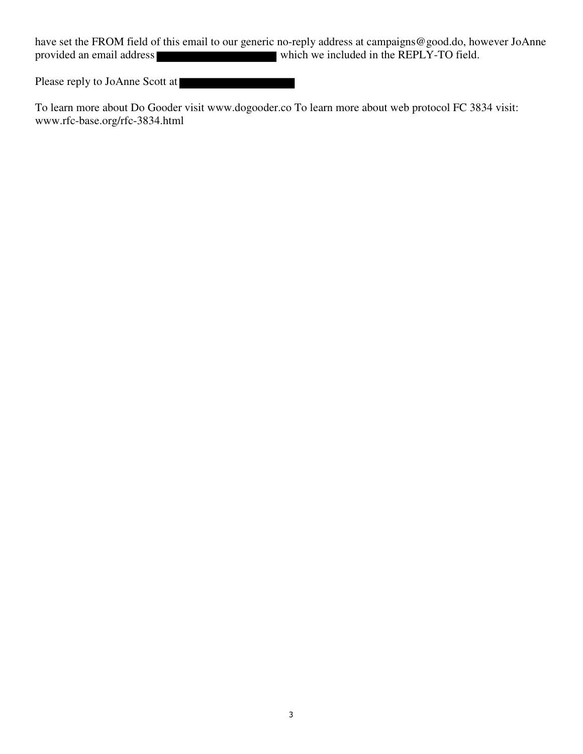have set the FROM field of this email to our generic no-reply address at campaigns@good.do, however JoAnne provided an email address [REDACTED] which we included in the REPLY-TO field.

Please reply to JoAnne Scott at [REDACTED]

To learn more about Do Gooder visit www.dogooder.co To learn more about web protocol FC 3834 visit: www.rfc-base.org/rfc-3834.html